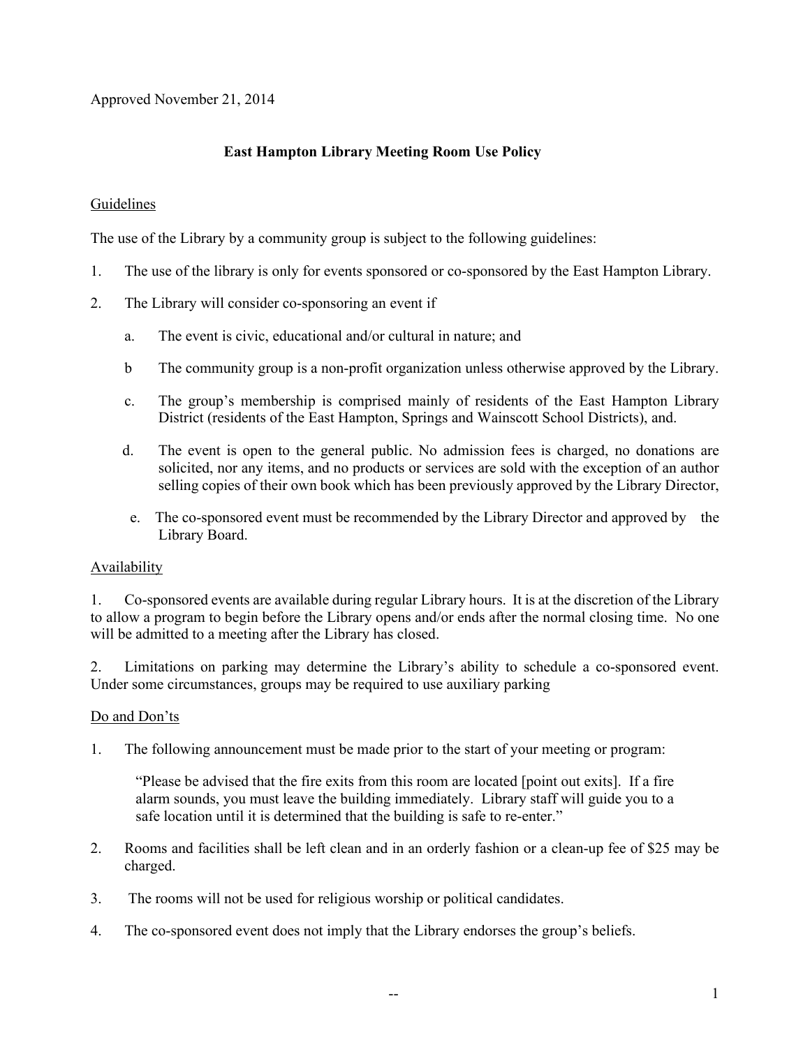Approved November 21, 2014

# East Hampton Library Meeting Room Use Policy

## Guidelines

The use of the Library by a community group is subject to the following guidelines:

1. The use of the library is only for events sponsored or co-sponsored by the East Hampton Library.

2. The Library will consider co-sponsoring an event if

   a. The event is civic, educational and/or cultural in nature; and

   b The community group is a non-profit organization unless otherwise approved by the Library.

   c. The group's membership is comprised mainly of residents of the East Hampton Library District (residents of the East Hampton, Springs and Wainscott School Districts), and.

   d. The event is open to the general public. No admission fees is charged, no donations are solicited, nor any items, and no products or services are sold with the exception of an author selling copies of their own book which has been previously approved by the Library Director,

   e. The co-sponsored event must be recommended by the Library Director and approved by the Library Board.

## Availability

1. Co-sponsored events are available during regular Library hours. It is at the discretion of the Library to allow a program to begin before the Library opens and/or ends after the normal closing time. No one will be admitted to a meeting after the Library has closed.

2. Limitations on parking may determine the Library's ability to schedule a co-sponsored event. Under some circumstances, groups may be required to use auxiliary parking

## Do and Don'ts

1. The following announcement must be made prior to the start of your meeting or program:

   "Please be advised that the fire exits from this room are located [point out exits]. If a fire alarm sounds, you must leave the building immediately. Library staff will guide you to a safe location until it is determined that the building is safe to re-enter."

2. Rooms and facilities shall be left clean and in an orderly fashion or a clean-up fee of $25 may be charged.

3. The rooms will not be used for religious worship or political candidates.

4. The co-sponsored event does not imply that the Library endorses the group's beliefs.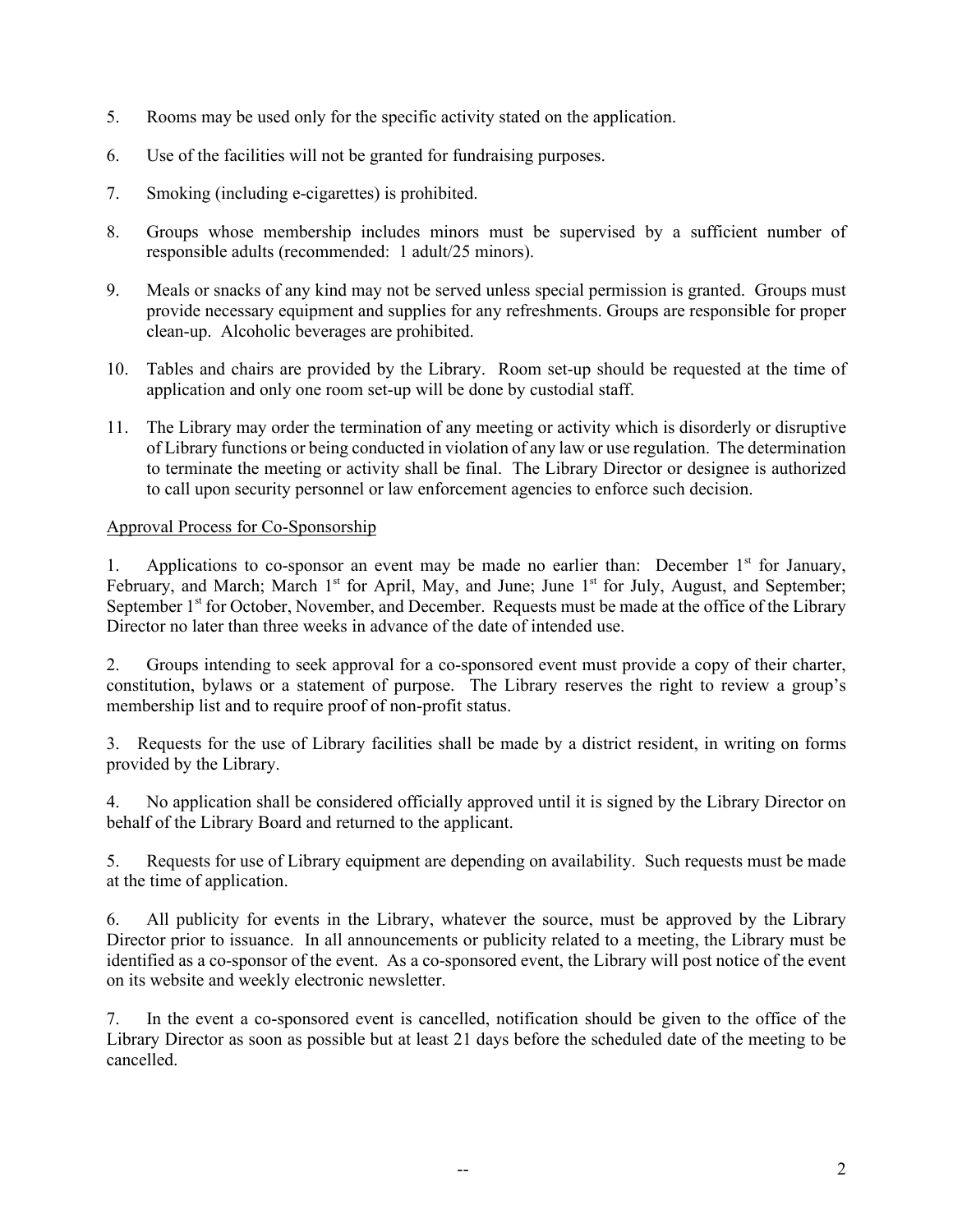5. Rooms may be used only for the specific activity stated on the application.

6. Use of the facilities will not be granted for fundraising purposes.

7. Smoking (including e-cigarettes) is prohibited.

8. Groups whose membership includes minors must be supervised by a sufficient number of responsible adults (recommended: 1 adult/25 minors).

9. Meals or snacks of any kind may not be served unless special permission is granted. Groups must provide necessary equipment and supplies for any refreshments. Groups are responsible for proper clean-up. Alcoholic beverages are prohibited.

10. Tables and chairs are provided by the Library. Room set-up should be requested at the time of application and only one room set-up will be done by custodial staff.

11. The Library may order the termination of any meeting or activity which is disorderly or disruptive of Library functions or being conducted in violation of any law or use regulation. The determination to terminate the meeting or activity shall be final. The Library Director or designee is authorized to call upon security personnel or law enforcement agencies to enforce such decision.

Approval Process for Co-Sponsorship

1. Applications to co-sponsor an event may be made no earlier than: December 1st for January, February, and March; March 1st for April, May, and June; June 1st for July, August, and September; September 1st for October, November, and December. Requests must be made at the office of the Library Director no later than three weeks in advance of the date of intended use.

2. Groups intending to seek approval for a co-sponsored event must provide a copy of their charter, constitution, bylaws or a statement of purpose. The Library reserves the right to review a group's membership list and to require proof of non-profit status.

3. Requests for the use of Library facilities shall be made by a district resident, in writing on forms provided by the Library.

4. No application shall be considered officially approved until it is signed by the Library Director on behalf of the Library Board and returned to the applicant.

5. Requests for use of Library equipment are depending on availability. Such requests must be made at the time of application.

6. All publicity for events in the Library, whatever the source, must be approved by the Library Director prior to issuance. In all announcements or publicity related to a meeting, the Library must be identified as a co-sponsor of the event. As a co-sponsored event, the Library will post notice of the event on its website and weekly electronic newsletter.

7. In the event a co-sponsored event is cancelled, notification should be given to the office of the Library Director as soon as possible but at least 21 days before the scheduled date of the meeting to be cancelled.